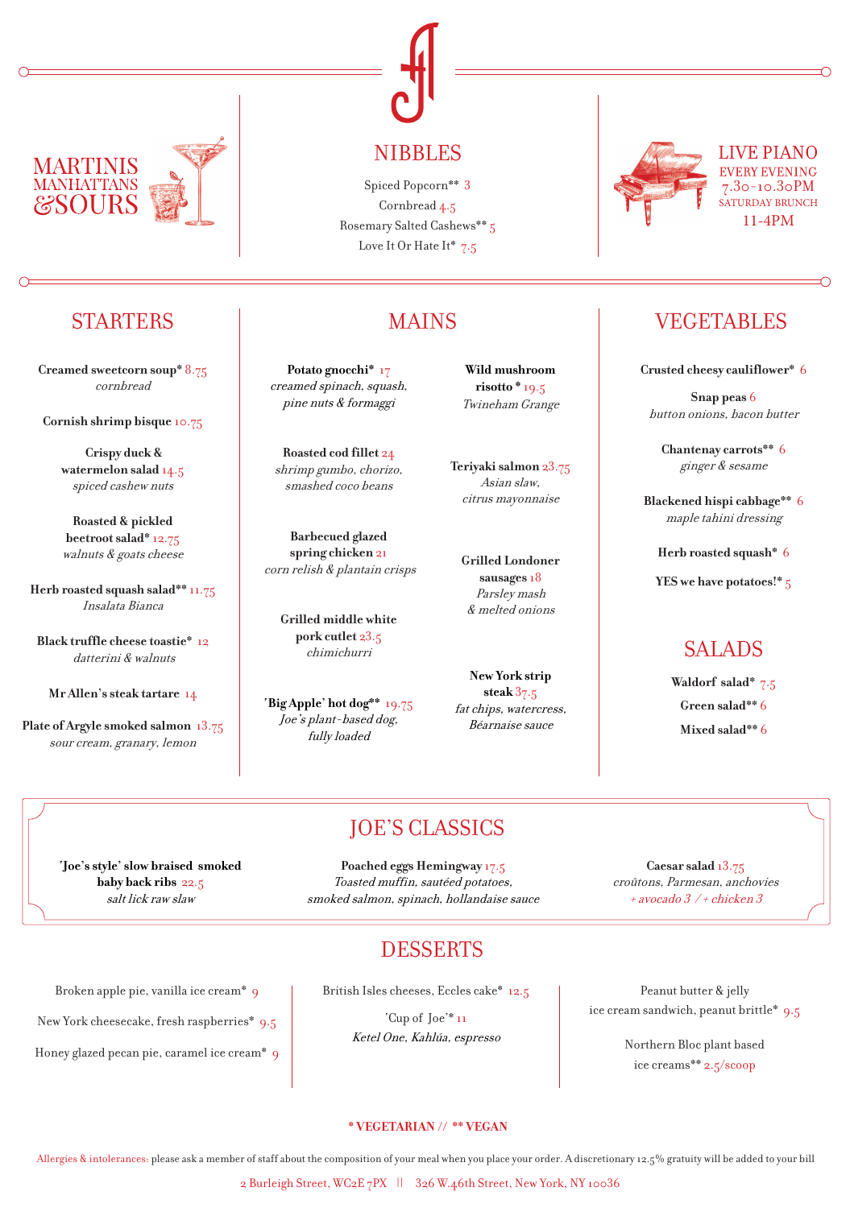## MARTINIS MANHATTANS & SOURS

## NIBBLES

Spiced Popcorn** 3

Cornbread 4.5

Rosemary Salted Cashews** 5

Love It Or Hate It* 7.5

## LIVE PIANO

EVERY EVENING
7.30-10.30PM
SATURDAY BRUNCH
11-4PM

## STARTERS

**Creamed sweetcorn soup*** 8.75
*cornbread*

**Cornish shrimp bisque** 10.75

**Crispy duck & watermelon salad** 14.5
*spiced cashew nuts*

**Roasted & pickled beetroot salad*** 12.75
*walnuts & goats cheese*

**Herb roasted squash salad**** 11.75
*Insalata Bianca*

**Black truffle cheese toastie*** 12
*datterini & walnuts*

**Mr Allen's steak tartare** 14

**Plate of Argyle smoked salmon** 13.75
*sour cream, granary, lemon*

## MAINS

**Potato gnocchi*** 17
*creamed spinach, squash, pine nuts & formaggi*

**Roasted cod fillet** 24
*shrimp gumbo, chorizo, smashed coco beans*

**Barbecued glazed spring chicken** 21
*corn relish & plantain crisps*

**Grilled middle white pork cutlet** 23.5
*chimichurri*

**'Big Apple' hot dog**** 19.75
*Joe's plant-based dog, fully loaded*

**Wild mushroom risotto *** 19.5
*Twineham Grange*

**Teriyaki salmon** 23.75
*Asian slaw, citrus mayonnaise*

**Grilled Londoner sausages** 18
*Parsley mash & melted onions*

**New York strip steak** 37.5
*fat chips, watercress, Béarnaise sauce*

## VEGETABLES

**Crusted cheesy cauliflower*** 6

**Snap peas** 6
*button onions, bacon butter*

**Chantenay carrots**** 6
*ginger & sesame*

**Blackened hispi cabbage**** 6
*maple tahini dressing*

**Herb roasted squash*** 6

**YES we have potatoes!*** 5

## SALADS

**Waldorf salad*** 7.5

**Green salad**** 6

**Mixed salad**** 6

## JOE'S CLASSICS

**'Joe's style' slow braised smoked baby back ribs** 22.5
*salt lick raw slaw*

**Poached eggs Hemingway** 17.5
*Toasted muffin, sautéed potatoes, smoked salmon, spinach, hollandaise sauce*

**Caesar salad** 13.75
*croûtons, Parmesan, anchovies*
*+ avocado 3 / + chicken 3*

## DESSERTS

Broken apple pie, vanilla ice cream* 9

New York cheesecake, fresh raspberries* 9.5

Honey glazed pecan pie, caramel ice cream* 9

British Isles cheeses, Eccles cake* 12.5

'Cup of Joe'* 11
*Ketel One, Kahlúa, espresso*

Peanut butter & jelly ice cream sandwich, peanut brittle* 9.5

Northern Bloc plant based ice creams** 2.5/scoop

**\* VEGETARIAN // ** VEGAN**

Allergies & intolerances: please ask a member of staff about the composition of your meal when you place your order. A discretionary 12.5% gratuity will be added to your bill

2 Burleigh Street, WC2E 7PX || 326 W.46th Street, New York, NY 10036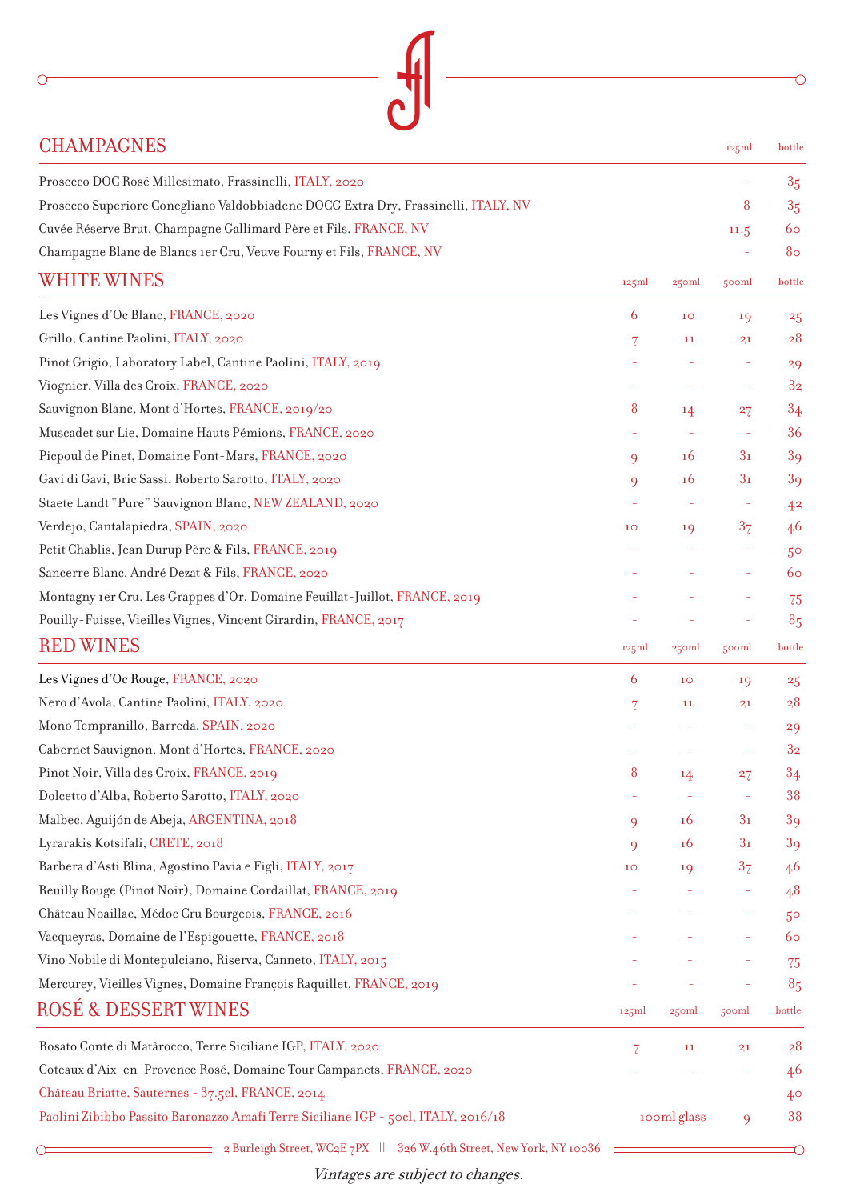## CHAMPAGNES

| | 125ml | bottle |
|---|---|---|
| Prosecco DOC Rosé Millesimato, Frassinelli, ITALY, 2020 | - | 35 |
| Prosecco Superiore Conegliano Valdobbiadene DOCG Extra Dry, Frassinelli, ITALY, NV | 8 | 35 |
| Cuvée Réserve Brut, Champagne Gallimard Père et Fils, FRANCE, NV | 11.5 | 60 |
| Champagne Blanc de Blancs 1er Cru, Veuve Fourny et Fils, FRANCE, NV | - | 80 |

## WHITE WINES

| | 125ml | 250ml | 500ml | bottle |
|---|---|---|---|---|
| Les Vignes d'Oc Blanc, FRANCE, 2020 | 6 | 10 | 19 | 25 |
| Grillo, Cantine Paolini, ITALY, 2020 | 7 | 11 | 21 | 28 |
| Pinot Grigio, Laboratory Label, Cantine Paolini, ITALY, 2019 | - | - | - | 29 |
| Viognier, Villa des Croix, FRANCE, 2020 | - | - | - | 32 |
| Sauvignon Blanc, Mont d'Hortes, FRANCE, 2019/20 | 8 | 14 | 27 | 34 |
| Muscadet sur Lie, Domaine Hauts Pémions, FRANCE, 2020 | - | - | - | 36 |
| Picpoul de Pinet, Domaine Font-Mars, FRANCE, 2020 | 9 | 16 | 31 | 39 |
| Gavi di Gavi, Bric Sassi, Roberto Sarotto, ITALY, 2020 | 9 | 16 | 31 | 39 |
| Staete Landt "Pure" Sauvignon Blanc, NEW ZEALAND, 2020 | - | - | - | 42 |
| Verdejo, Cantalapiedra, SPAIN, 2020 | 10 | 19 | 37 | 46 |
| Petit Chablis, Jean Durup Père & Fils, FRANCE, 2019 | - | - | - | 50 |
| Sancerre Blanc, André Dezat & Fils, FRANCE, 2020 | - | - | - | 60 |
| Montagny 1er Cru, Les Grappes d'Or, Domaine Feuillat-Juillot, FRANCE, 2019 | - | - | - | 75 |
| Pouilly-Fuisse, Vieilles Vignes, Vincent Girardin, FRANCE, 2017 | - | - | - | 85 |

## RED WINES

| | 125ml | 250ml | 500ml | bottle |
|---|---|---|---|---|
| Les Vignes d'Oc Rouge, FRANCE, 2020 | 6 | 10 | 19 | 25 |
| Nero d'Avola, Cantine Paolini, ITALY, 2020 | 7 | 11 | 21 | 28 |
| Mono Tempranillo, Barreda, SPAIN, 2020 | - | - | - | 29 |
| Cabernet Sauvignon, Mont d'Hortes, FRANCE, 2020 | - | - | - | 32 |
| Pinot Noir, Villa des Croix, FRANCE, 2019 | 8 | 14 | 27 | 34 |
| Dolcetto d'Alba, Roberto Sarotto, ITALY, 2020 | - | - | - | 38 |
| Malbec, Aguijón de Abeja, ARGENTINA, 2018 | 9 | 16 | 31 | 39 |
| Lyrarakis Kotsifali, CRETE, 2018 | 9 | 16 | 31 | 39 |
| Barbera d'Asti Blina, Agostino Pavia e Figli, ITALY, 2017 | 10 | 19 | 37 | 46 |
| Reuilly Rouge (Pinot Noir), Domaine Cordaillat, FRANCE, 2019 | - | - | - | 48 |
| Château Noaillac, Médoc Cru Bourgeois, FRANCE, 2016 | - | - | - | 50 |
| Vacqueyras, Domaine de l'Espigouette, FRANCE, 2018 | - | - | - | 60 |
| Vino Nobile di Montepulciano, Riserva, Canneto, ITALY, 2015 | - | - | - | 75 |
| Mercurey, Vieilles Vignes, Domaine François Raquillet, FRANCE, 2019 | - | - | - | 85 |

## ROSÉ & DESSERT WINES

| | 125ml | 250ml | 500ml | bottle |
|---|---|---|---|---|
| Rosato Conte di Matàrocco, Terre Siciliane IGP, ITALY, 2020 | 7 | 11 | 21 | 28 |
| Coteaux d'Aix-en-Provence Rosé, Domaine Tour Campanets, FRANCE, 2020 | - | - | - | 46 |
| Château Briatte, Sauternes - 37.5cl, FRANCE, 2014 | | | | 40 |
| Paolini Zibibbo Passito Baronazzo Amafi Terre Siciliane IGP - 50cl, ITALY, 2016/18 | | 100ml glass | 9 | 38 |

2 Burleigh Street, WC2E 7PX || 326 W.46th Street, New York, NY 10036

*Vintages are subject to changes.*